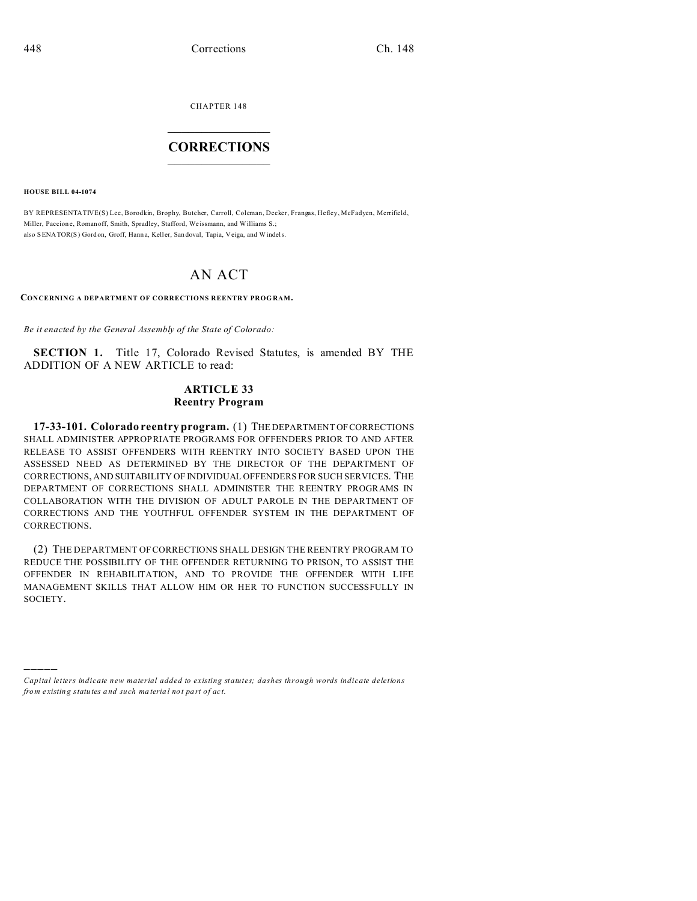CHAPTER 148

# CORRECTIONS

**HOUSE BILL 04-1074**

BY REPRESENTATIVE(S) Lee, Borodkin, Brophy, Butcher, Carroll, Coleman, Decker, Frangas, Hefley, McFadyen, Merrifield, Miller, Paccione, Romanoff, Smith, Spradley, Stafford, Weissmann, and Williams S.; also SENATOR(S) Gordon, Groff, Hanna, Keller, Sandoval, Tapia, Veiga, and Windels.

# AN ACT

**CONCERNING A DEPARTMENT OF CORRECTIONS REENTRY PROGRAM.**

*Be it enacted by the General Assembly of the State of Colorado:*

**SECTION 1.** Title 17, Colorado Revised Statutes, is amended BY THE ADDITION OF A NEW ARTICLE to read:

## ARTICLE 33
## Reentry Program

**17-33-101. Colorado reentry program.** (1) THE DEPARTMENT OF CORRECTIONS SHALL ADMINISTER APPROPRIATE PROGRAMS FOR OFFENDERS PRIOR TO AND AFTER RELEASE TO ASSIST OFFENDERS WITH REENTRY INTO SOCIETY BASED UPON THE ASSESSED NEED AS DETERMINED BY THE DIRECTOR OF THE DEPARTMENT OF CORRECTIONS, AND SUITABILITY OF INDIVIDUAL OFFENDERS FOR SUCH SERVICES. THE DEPARTMENT OF CORRECTIONS SHALL ADMINISTER THE REENTRY PROGRAMS IN COLLABORATION WITH THE DIVISION OF ADULT PAROLE IN THE DEPARTMENT OF CORRECTIONS AND THE YOUTHFUL OFFENDER SYSTEM IN THE DEPARTMENT OF CORRECTIONS.

(2) THE DEPARTMENT OF CORRECTIONS SHALL DESIGN THE REENTRY PROGRAM TO REDUCE THE POSSIBILITY OF THE OFFENDER RETURNING TO PRISON, TO ASSIST THE OFFENDER IN REHABILITATION, AND TO PROVIDE THE OFFENDER WITH LIFE MANAGEMENT SKILLS THAT ALLOW HIM OR HER TO FUNCTION SUCCESSFULLY IN SOCIETY.

---

*Capital letters indicate new material added to existing statutes; dashes through words indicate deletions from existing statutes and such material not part of act.*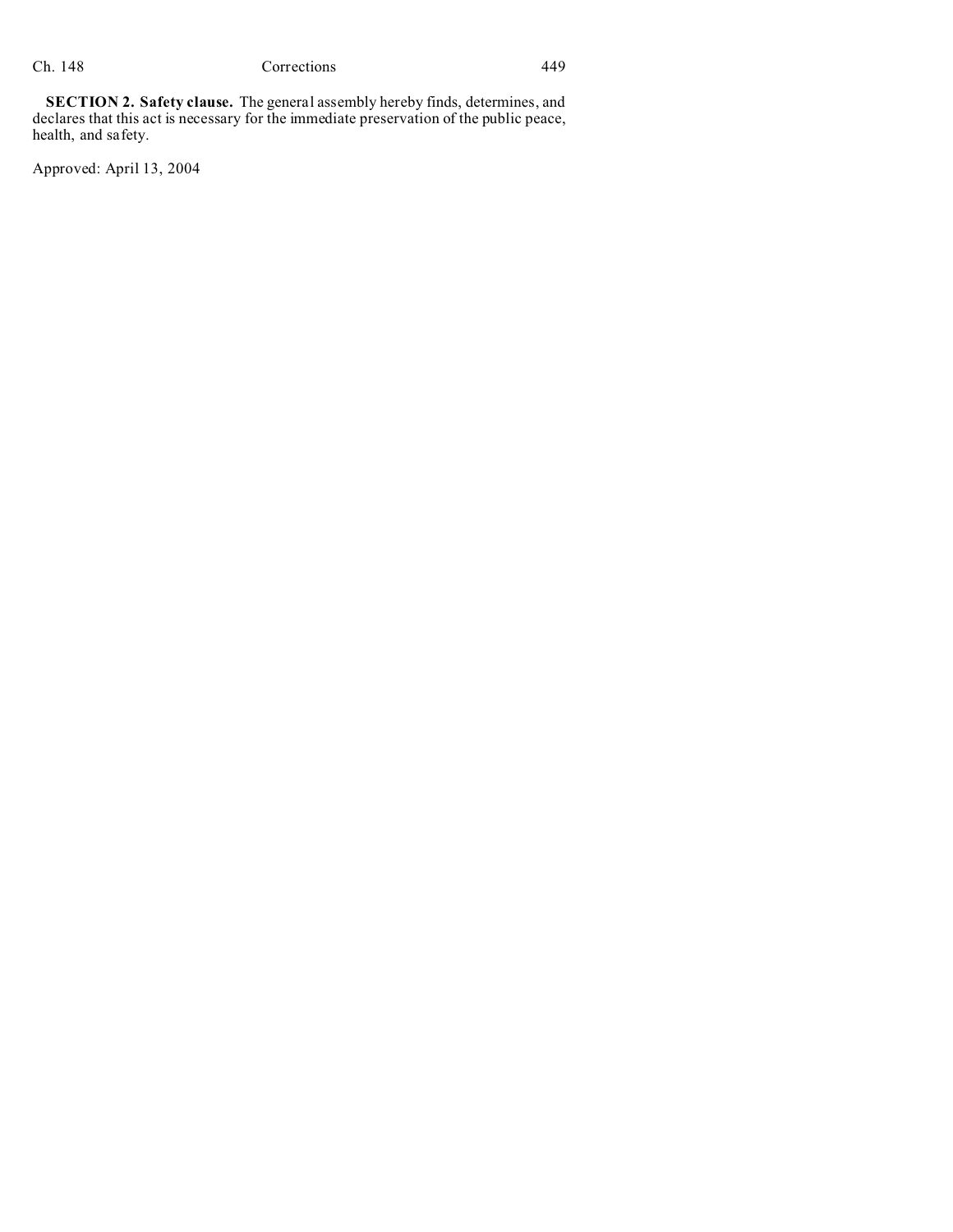**SECTION 2. Safety clause.** The general assembly hereby finds, determines, and declares that this act is necessary for the immediate preservation of the public peace, health, and safety.

Approved: April 13, 2004